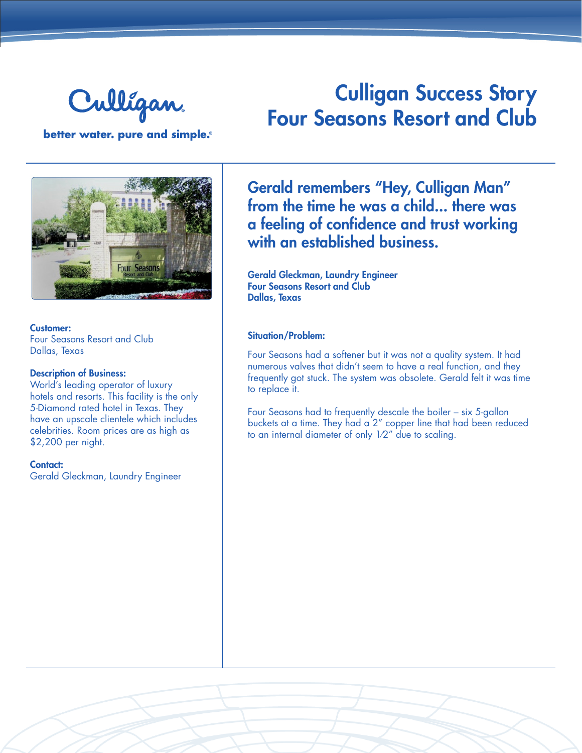Culligan

better water. pure and simple.®

# Culligan Success Story
# Four Seasons Resort and Club

**Customer:**
Four Seasons Resort and Club
Dallas, Texas

**Description of Business:**
World's leading operator of luxury hotels and resorts. This facility is the only 5-Diamond rated hotel in Texas. They have an upscale clientele which includes celebrities. Room prices are as high as $2,200 per night.

**Contact:**
Gerald Gleckman, Laundry Engineer

## Gerald remembers "Hey, Culligan Man" from the time he was a child... there was a feeling of confidence and trust working with an established business.

**Gerald Gleckman, Laundry Engineer**
**Four Seasons Resort and Club**
**Dallas, Texas**

### Situation/Problem:

Four Seasons had a softener but it was not a quality system. It had numerous valves that didn't seem to have a real function, and they frequently got stuck. The system was obsolete. Gerald felt it was time to replace it.

Four Seasons had to frequently descale the boiler – six 5-gallon buckets at a time. They had a 2" copper line that had been reduced to an internal diameter of only 1⁄2" due to scaling.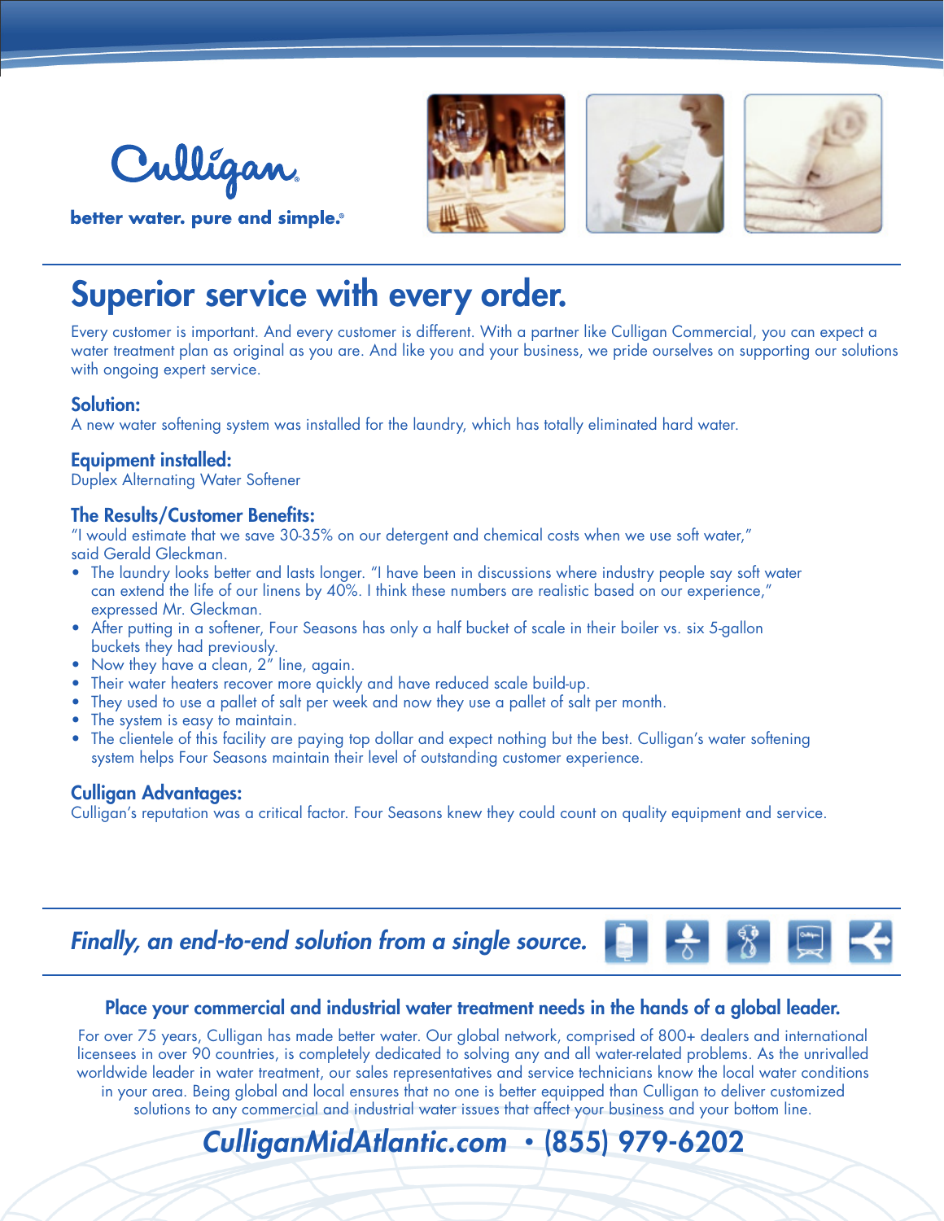Culligan

**better water. pure and simple.®**

# Superior service with every order.

Every customer is important. And every customer is different. With a partner like Culligan Commercial, you can expect a water treatment plan as original as you are. And like you and your business, we pride ourselves on supporting our solutions with ongoing expert service.

### Solution:

A new water softening system was installed for the laundry, which has totally eliminated hard water.

### Equipment installed:

Duplex Alternating Water Softener

### The Results/Customer Benefits:

"I would estimate that we save 30-35% on our detergent and chemical costs when we use soft water," said Gerald Gleckman.

- The laundry looks better and lasts longer. "I have been in discussions where industry people say soft water can extend the life of our linens by 40%. I think these numbers are realistic based on our experience," expressed Mr. Gleckman.
- After putting in a softener, Four Seasons has only a half bucket of scale in their boiler vs. six 5-gallon buckets they had previously.
- Now they have a clean, 2" line, again.
- Their water heaters recover more quickly and have reduced scale build-up.
- They used to use a pallet of salt per week and now they use a pallet of salt per month.
- The system is easy to maintain.
- The clientele of this facility are paying top dollar and expect nothing but the best. Culligan's water softening system helps Four Seasons maintain their level of outstanding customer experience.

### Culligan Advantages:

Culligan's reputation was a critical factor. Four Seasons knew they could count on quality equipment and service.

*Finally, an end-to-end solution from a single source.*

### Place your commercial and industrial water treatment needs in the hands of a global leader.

For over 75 years, Culligan has made better water. Our global network, comprised of 800+ dealers and international licensees in over 90 countries, is completely dedicated to solving any and all water-related problems. As the unrivalled worldwide leader in water treatment, our sales representatives and service technicians know the local water conditions in your area. Being global and local ensures that no one is better equipped than Culligan to deliver customized solutions to any commercial and industrial water issues that affect your business and your bottom line.

*CulliganMidAtlantic.com* • (855) 979-6202